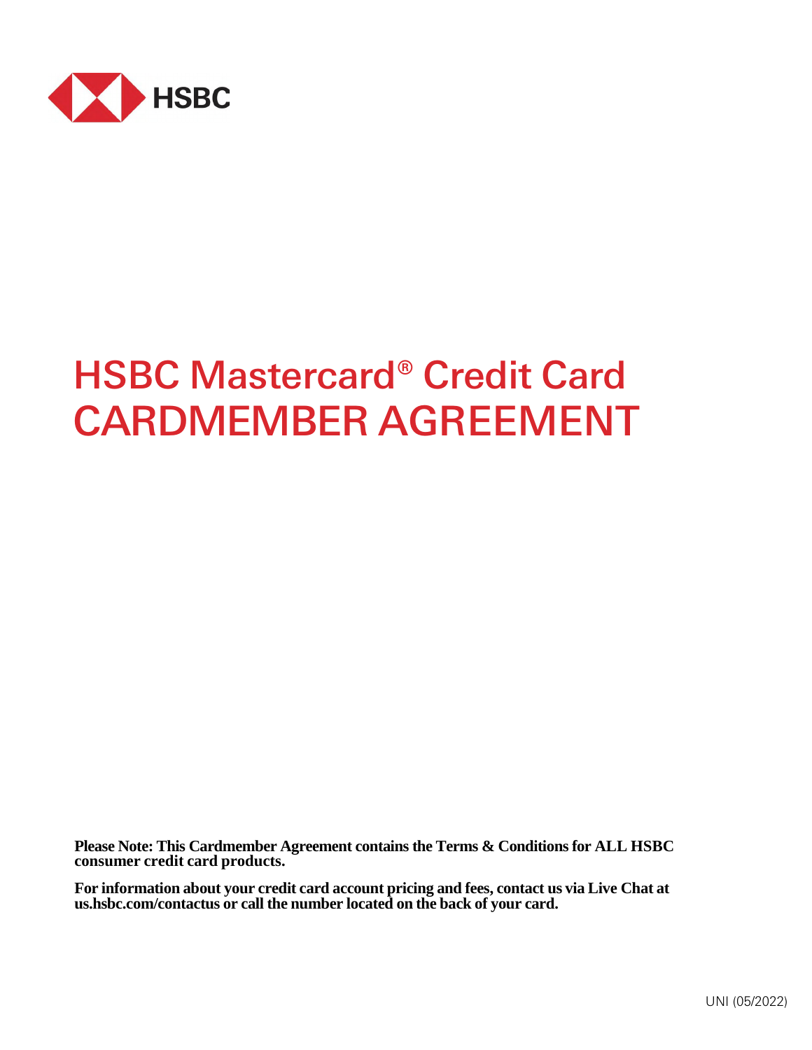HSBC

# HSBC Mastercard® Credit Card CARDMEMBER AGREEMENT

**Please Note: This Cardmember Agreement contains the Terms & Conditions for ALL HSBC consumer credit card products.**

**For information about your credit card account pricing and fees, contact us via Live Chat at us.hsbc.com/contactus or call the number located on the back of your card.**

UNI (05/2022)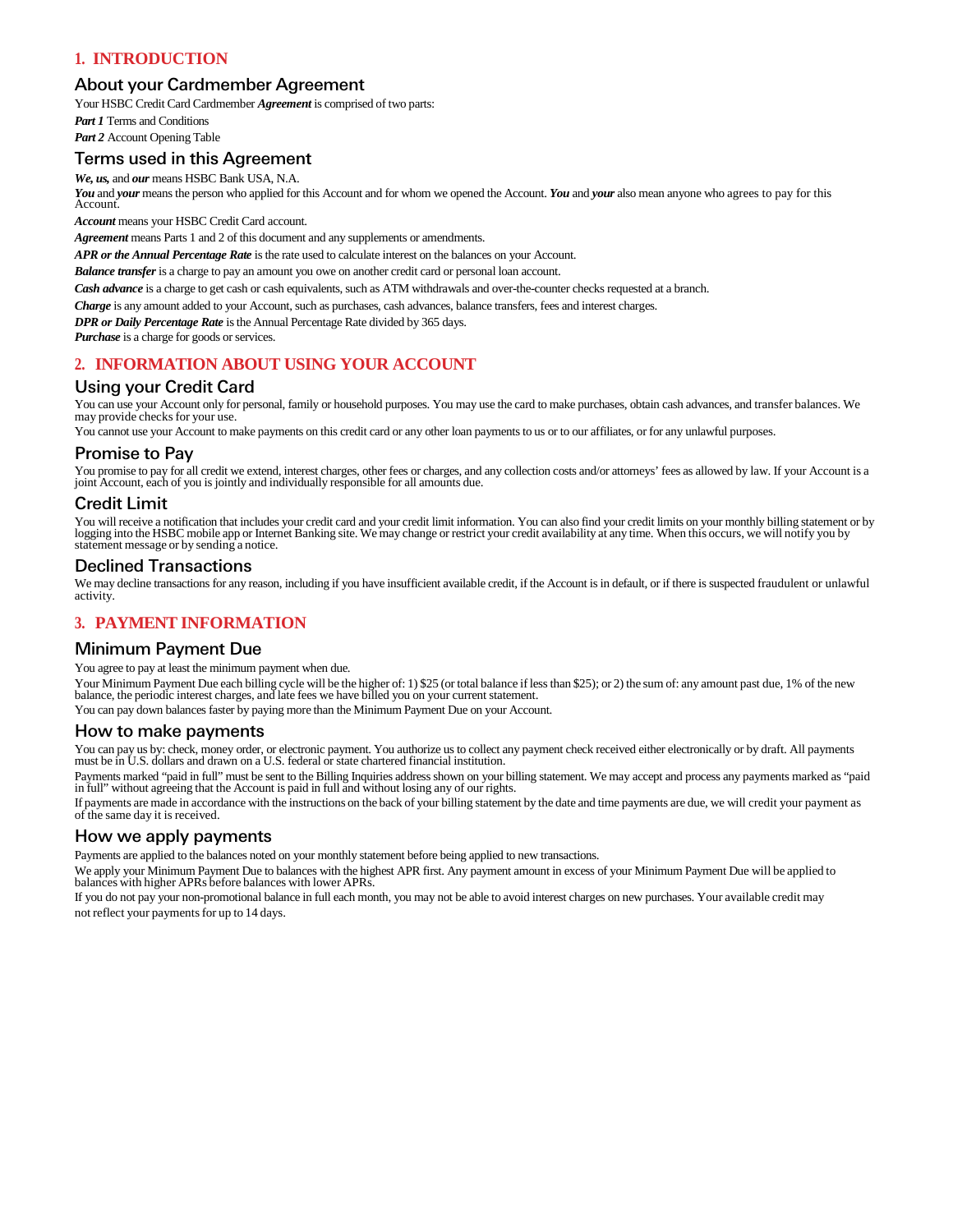# 1. INTRODUCTION

## About your Cardmember Agreement

Your HSBC Credit Card Cardmember ***Agreement*** is comprised of two parts:

***Part 1*** Terms and Conditions

***Part 2*** Account Opening Table

## Terms used in this Agreement

***We, us,*** and ***our*** means HSBC Bank USA, N.A.

***You*** and ***your*** means the person who applied for this Account and for whom we opened the Account. ***You*** and ***your*** also mean anyone who agrees to pay for this Account.

***Account*** means your HSBC Credit Card account.

***Agreement*** means Parts 1 and 2 of this document and any supplements or amendments.

***APR or the Annual Percentage Rate*** is the rate used to calculate interest on the balances on your Account.

***Balance transfer*** is a charge to pay an amount you owe on another credit card or personal loan account.

***Cash advance*** is a charge to get cash or cash equivalents, such as ATM withdrawals and over-the-counter checks requested at a branch.

***Charge*** is any amount added to your Account, such as purchases, cash advances, balance transfers, fees and interest charges.

***DPR or Daily Percentage Rate*** is the Annual Percentage Rate divided by 365 days.

***Purchase*** is a charge for goods or services.

# 2. INFORMATION ABOUT USING YOUR ACCOUNT

## Using your Credit Card

You can use your Account only for personal, family or household purposes. You may use the card to make purchases, obtain cash advances, and transfer balances. We may provide checks for your use.

You cannot use your Account to make payments on this credit card or any other loan payments to us or to our affiliates, or for any unlawful purposes.

## Promise to Pay

You promise to pay for all credit we extend, interest charges, other fees or charges, and any collection costs and/or attorneys' fees as allowed by law. If your Account is a joint Account, each of you is jointly and individually responsible for all amounts due.

## Credit Limit

You will receive a notification that includes your credit card and your credit limit information. You can also find your credit limits on your monthly billing statement or by logging into the HSBC mobile app or Internet Banking site. We may change or restrict your credit availability at any time. When this occurs, we will notify you by statement message or by sending a notice.

## Declined Transactions

We may decline transactions for any reason, including if you have insufficient available credit, if the Account is in default, or if there is suspected fraudulent or unlawful activity.

# 3. PAYMENT INFORMATION

## Minimum Payment Due

You agree to pay at least the minimum payment when due.

Your Minimum Payment Due each billing cycle will be the higher of: 1) $25 (or total balance if less than $25); or 2) the sum of: any amount past due, 1% of the new balance, the periodic interest charges, and late fees we have billed you on your current statement.

You can pay down balances faster by paying more than the Minimum Payment Due on your Account.

## How to make payments

You can pay us by: check, money order, or electronic payment. You authorize us to collect any payment check received either electronically or by draft. All payments must be in U.S. dollars and drawn on a U.S. federal or state chartered financial institution.

Payments marked "paid in full" must be sent to the Billing Inquiries address shown on your billing statement. We may accept and process any payments marked as "paid in full" without agreeing that the Account is paid in full and without losing any of our rights.

If payments are made in accordance with the instructions on the back of your billing statement by the date and time payments are due, we will credit your payment as of the same day it is received.

## How we apply payments

Payments are applied to the balances noted on your monthly statement before being applied to new transactions.

We apply your Minimum Payment Due to balances with the highest APR first. Any payment amount in excess of your Minimum Payment Due will be applied to balances with higher APRs before balances with lower APRs.

If you do not pay your non-promotional balance in full each month, you may not be able to avoid interest charges on new purchases. Your available credit may not reflect your payments for up to 14 days.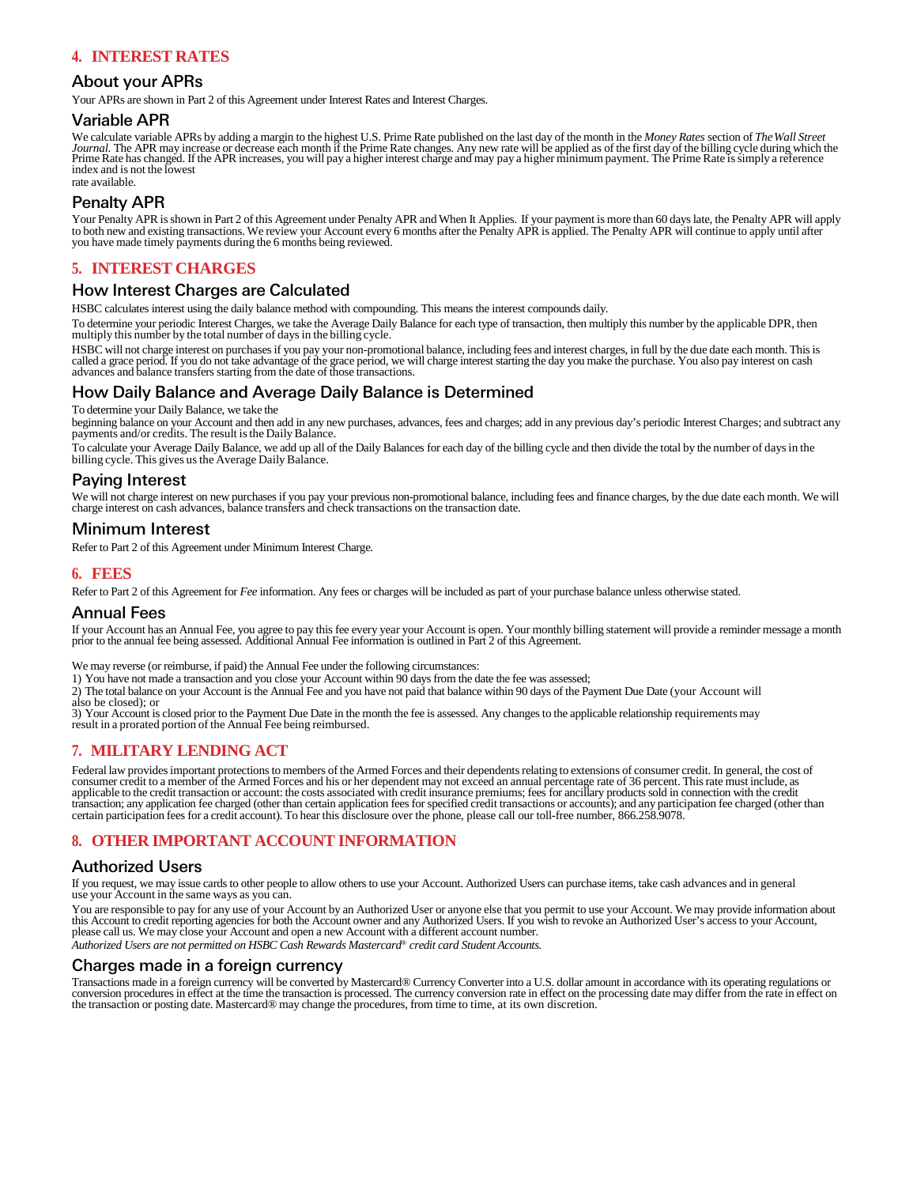## 4. INTEREST RATES

### About your APRs

Your APRs are shown in Part 2 of this Agreement under Interest Rates and Interest Charges.

### Variable APR

We calculate variable APRs by adding a margin to the highest U.S. Prime Rate published on the last day of the month in the *Money Rates* section of *The Wall Street Journal*. The APR may increase or decrease each month if the Prime Rate changes. Any new rate will be applied as of the first day of the billing cycle during which the Prime Rate has changed. If the APR increases, you will pay a higher interest charge and may pay a higher minimum payment. The Prime Rate is simply a reference index and is not the lowest rate available.

### Penalty APR

Your Penalty APR is shown in Part 2 of this Agreement under Penalty APR and When It Applies. If your payment is more than 60 days late, the Penalty APR will apply to both new and existing transactions. We review your Account every 6 months after the Penalty APR is applied. The Penalty APR will continue to apply until after you have made timely payments during the 6 months being reviewed.

## 5. INTEREST CHARGES

### How Interest Charges are Calculated

HSBC calculates interest using the daily balance method with compounding. This means the interest compounds daily.

To determine your periodic Interest Charges, we take the Average Daily Balance for each type of transaction, then multiply this number by the applicable DPR, then multiply this number by the total number of days in the billing cycle.

HSBC will not charge interest on purchases if you pay your non-promotional balance, including fees and interest charges, in full by the due date each month. This is called a grace period. If you do not take advantage of the grace period, we will charge interest starting the day you make the purchase. You also pay interest on cash advances and balance transfers starting from the date of those transactions.

### How Daily Balance and Average Daily Balance is Determined

To determine your Daily Balance, we take the beginning balance on your Account and then add in any new purchases, advances, fees and charges; add in any previous day's periodic Interest Charges; and subtract any payments and/or credits. The result is the Daily Balance.

To calculate your Average Daily Balance, we add up all of the Daily Balances for each day of the billing cycle and then divide the total by the number of days in the billing cycle. This gives us the Average Daily Balance.

### Paying Interest

We will not charge interest on new purchases if you pay your previous non-promotional balance, including fees and finance charges, by the due date each month. We will charge interest on cash advances, balance transfers and check transactions on the transaction date.

### Minimum Interest

Refer to Part 2 of this Agreement under Minimum Interest Charge.

## 6. FEES

Refer to Part 2 of this Agreement for *Fee* information. Any fees or charges will be included as part of your purchase balance unless otherwise stated.

### Annual Fees

If your Account has an Annual Fee, you agree to pay this fee every year your Account is open. Your monthly billing statement will provide a reminder message a month prior to the annual fee being assessed. Additional Annual Fee information is outlined in Part 2 of this Agreement.

We may reverse (or reimburse, if paid) the Annual Fee under the following circumstances:

1) You have not made a transaction and you close your Account within 90 days from the date the fee was assessed;
2) The total balance on your Account is the Annual Fee and you have not paid that balance within 90 days of the Payment Due Date (your Account will also be closed); or
3) Your Account is closed prior to the Payment Due Date in the month the fee is assessed. Any changes to the applicable relationship requirements may result in a prorated portion of the Annual Fee being reimbursed.

## 7. MILITARY LENDING ACT

Federal law provides important protections to members of the Armed Forces and their dependents relating to extensions of consumer credit. In general, the cost of consumer credit to a member of the Armed Forces and his or her dependent may not exceed an annual percentage rate of 36 percent. This rate must include, as applicable to the credit transaction or account: the costs associated with credit insurance premiums; fees for ancillary products sold in connection with the credit transaction; any application fee charged (other than certain application fees for specified credit transactions or accounts); and any participation fee charged (other than certain participation fees for a credit account). To hear this disclosure over the phone, please call our toll-free number, 866.258.9078.

## 8. OTHER IMPORTANT ACCOUNT INFORMATION

### Authorized Users

If you request, we may issue cards to other people to allow others to use your Account. Authorized Users can purchase items, take cash advances and in general use your Account in the same ways as you can.

You are responsible to pay for any use of your Account by an Authorized User or anyone else that you permit to use your Account. We may provide information about this Account to credit reporting agencies for both the Account owner and any Authorized Users. If you wish to revoke an Authorized User's access to your Account, please call us. We may close your Account and open a new Account with a different account number.

*Authorized Users are not permitted on HSBC Cash Rewards Mastercard® credit card Student Accounts.*

### Charges made in a foreign currency

Transactions made in a foreign currency will be converted by Mastercard® Currency Converter into a U.S. dollar amount in accordance with its operating regulations or conversion procedures in effect at the time the transaction is processed. The currency conversion rate in effect on the processing date may differ from the rate in effect on the transaction or posting date. Mastercard® may change the procedures, from time to time, at its own discretion.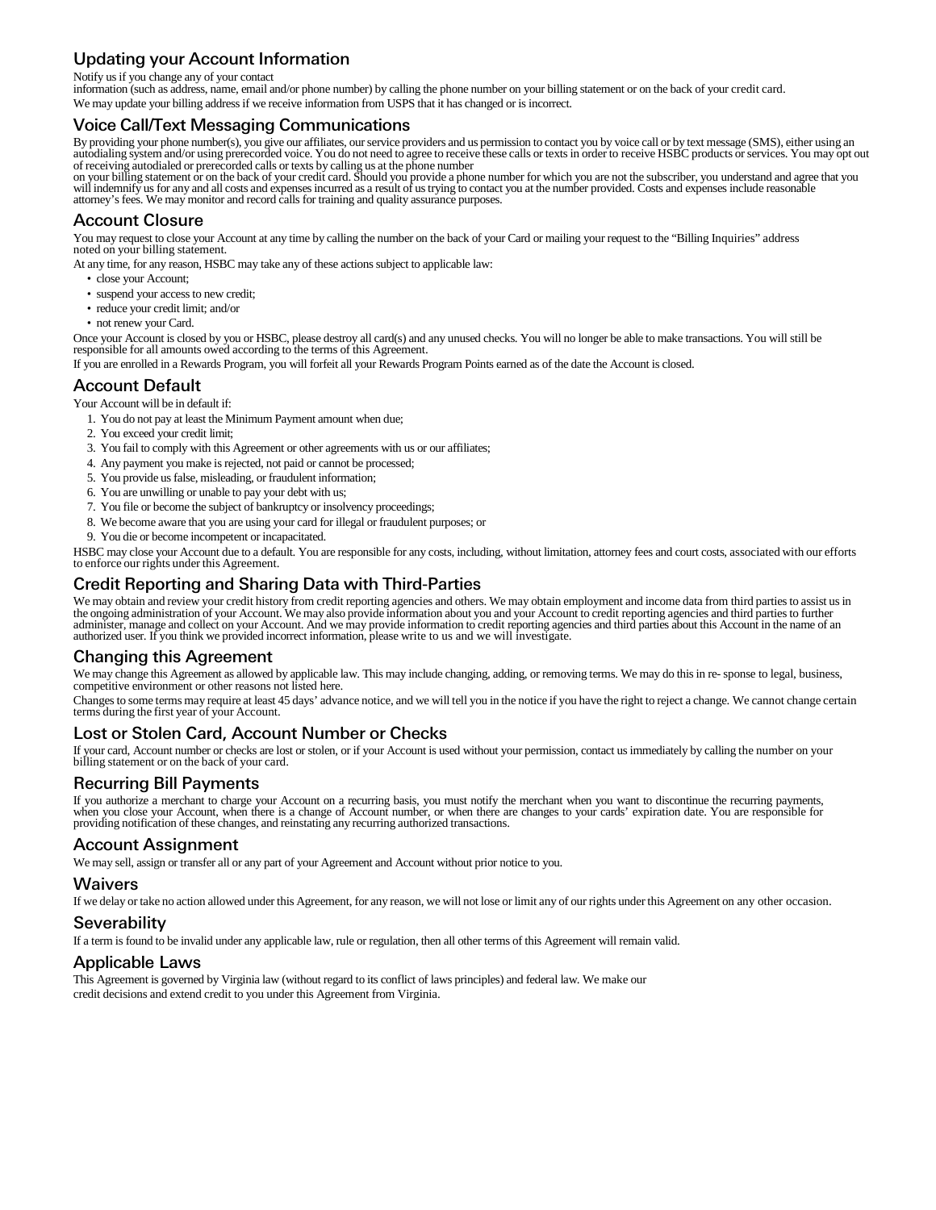## Updating your Account Information

Notify us if you change any of your contact information (such as address, name, email and/or phone number) by calling the phone number on your billing statement or on the back of your credit card.

We may update your billing address if we receive information from USPS that it has changed or is incorrect.

## Voice Call/Text Messaging Communications

By providing your phone number(s), you give our affiliates, our service providers and us permission to contact you by voice call or by text message (SMS), either using an autodialing system and/or using prerecorded voice. You do not need to agree to receive these calls or texts in order to receive HSBC products or services. You may opt out of receiving autodialed or prerecorded calls or texts by calling us at the phone number on your billing statement or on the back of your credit card. Should you provide a phone number for which you are not the subscriber, you understand and agree that you will indemnify us for any and all costs and expenses incurred as a result of us trying to contact you at the number provided. Costs and expenses include reasonable attorney's fees. We may monitor and record calls for training and quality assurance purposes.

## Account Closure

You may request to close your Account at any time by calling the number on the back of your Card or mailing your request to the "Billing Inquiries" address noted on your billing statement.

At any time, for any reason, HSBC may take any of these actions subject to applicable law:

- close your Account;
- suspend your access to new credit;
- reduce your credit limit; and/or
- not renew your Card.

Once your Account is closed by you or HSBC, please destroy all card(s) and any unused checks. You will no longer be able to make transactions. You will still be responsible for all amounts owed according to the terms of this Agreement.

If you are enrolled in a Rewards Program, you will forfeit all your Rewards Program Points earned as of the date the Account is closed.

## Account Default

Your Account will be in default if:

1. You do not pay at least the Minimum Payment amount when due;
2. You exceed your credit limit;
3. You fail to comply with this Agreement or other agreements with us or our affiliates;
4. Any payment you make is rejected, not paid or cannot be processed;
5. You provide us false, misleading, or fraudulent information;
6. You are unwilling or unable to pay your debt with us;
7. You file or become the subject of bankruptcy or insolvency proceedings;
8. We become aware that you are using your card for illegal or fraudulent purposes; or
9. You die or become incompetent or incapacitated.

HSBC may close your Account due to a default. You are responsible for any costs, including, without limitation, attorney fees and court costs, associated with our efforts to enforce our rights under this Agreement.

## Credit Reporting and Sharing Data with Third-Parties

We may obtain and review your credit history from credit reporting agencies and others. We may obtain employment and income data from third parties to assist us in the ongoing administration of your Account. We may also provide information about you and your Account to credit reporting agencies and third parties to further administer, manage and collect on your Account. And we may provide information to credit reporting agencies and third parties about this Account in the name of an authorized user. If you think we provided incorrect information, please write to us and we will investigate.

## Changing this Agreement

We may change this Agreement as allowed by applicable law. This may include changing, adding, or removing terms. We may do this in re- sponse to legal, business, competitive environment or other reasons not listed here.

Changes to some terms may require at least 45 days' advance notice, and we will tell you in the notice if you have the right to reject a change. We cannot change certain terms during the first year of your Account.

## Lost or Stolen Card, Account Number or Checks

If your card, Account number or checks are lost or stolen, or if your Account is used without your permission, contact us immediately by calling the number on your billing statement or on the back of your card.

## Recurring Bill Payments

If you authorize a merchant to charge your Account on a recurring basis, you must notify the merchant when you want to discontinue the recurring payments, when you close your Account, when there is a change of Account number, or when there are changes to your cards' expiration date. You are responsible for providing notification of these changes, and reinstating any recurring authorized transactions.

## Account Assignment

We may sell, assign or transfer all or any part of your Agreement and Account without prior notice to you.

## Waivers

If we delay or take no action allowed under this Agreement, for any reason, we will not lose or limit any of our rights under this Agreement on any other occasion.

## Severability

If a term is found to be invalid under any applicable law, rule or regulation, then all other terms of this Agreement will remain valid.

## Applicable Laws

This Agreement is governed by Virginia law (without regard to its conflict of laws principles) and federal law. We make our credit decisions and extend credit to you under this Agreement from Virginia.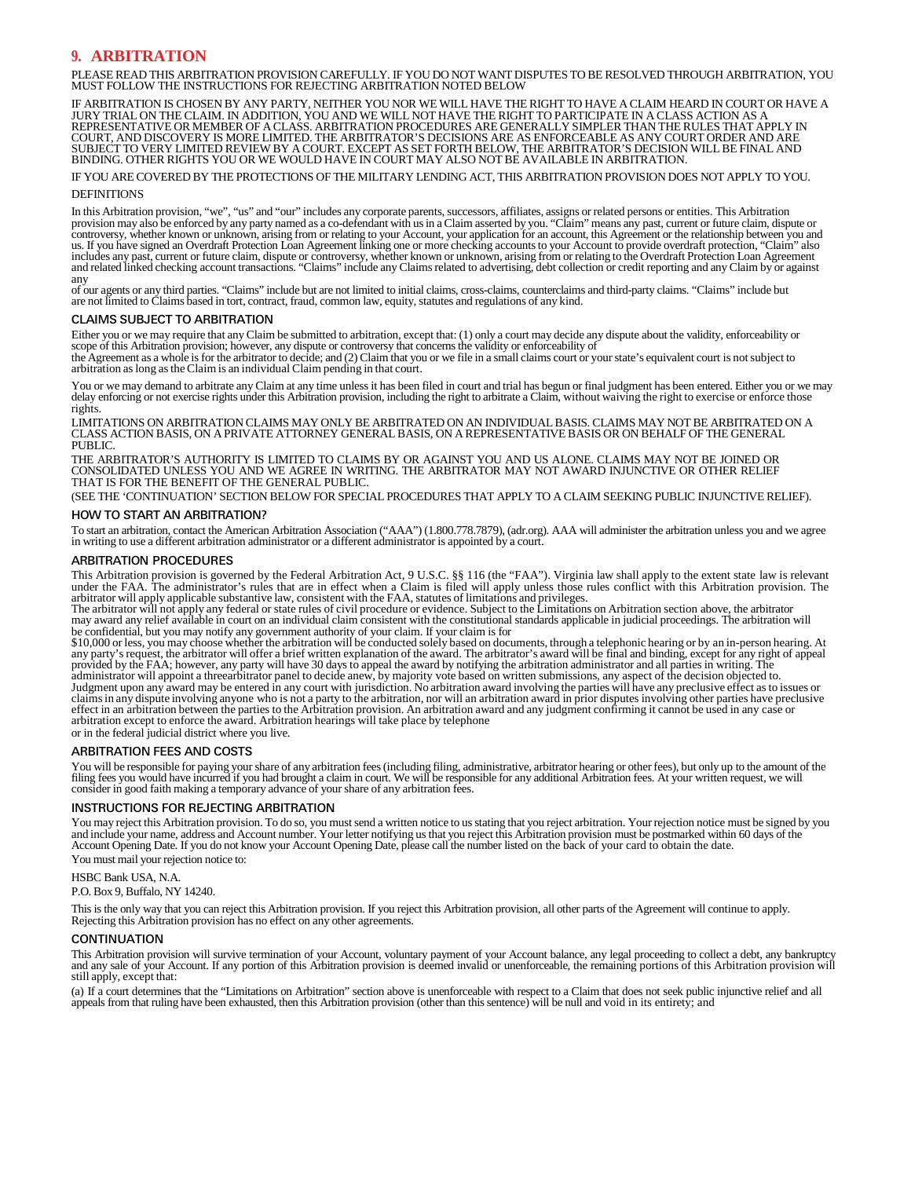## 9. ARBITRATION

PLEASE READ THIS ARBITRATION PROVISION CAREFULLY. IF YOU DO NOT WANT DISPUTES TO BE RESOLVED THROUGH ARBITRATION, YOU MUST FOLLOW THE INSTRUCTIONS FOR REJECTING ARBITRATION NOTED BELOW

IF ARBITRATION IS CHOSEN BY ANY PARTY, NEITHER YOU NOR WE WILL HAVE THE RIGHT TO HAVE A CLAIM HEARD IN COURT OR HAVE A JURY TRIAL ON THE CLAIM. IN ADDITION, YOU AND WE WILL NOT HAVE THE RIGHT TO PARTICIPATE IN A CLASS ACTION AS A REPRESENTATIVE OR MEMBER OF A CLASS. ARBITRATION PROCEDURES ARE GENERALLY SIMPLER THAN THE RULES THAT APPLY IN COURT, AND DISCOVERY IS MORE LIMITED. THE ARBITRATOR'S DECISIONS ARE AS ENFORCEABLE AS ANY COURT ORDER AND ARE SUBJECT TO VERY LIMITED REVIEW BY A COURT. EXCEPT AS SET FORTH BELOW, THE ARBITRATOR'S DECISION WILL BE FINAL AND BINDING. OTHER RIGHTS YOU OR WE WOULD HAVE IN COURT MAY ALSO NOT BE AVAILABLE IN ARBITRATION.

IF YOU ARE COVERED BY THE PROTECTIONS OF THE MILITARY LENDING ACT, THIS ARBITRATION PROVISION DOES NOT APPLY TO YOU.

DEFINITIONS

In this Arbitration provision, "we", "us" and "our" includes any corporate parents, successors, affiliates, assigns or related persons or entities. This Arbitration provision may also be enforced by any party named as a co-defendant with us in a Claim asserted by you. "Claim" means any past, current or future claim, dispute or controversy, whether known or unknown, arising from or relating to your Account, your application for an account, this Agreement or the relationship between you and us. If you have signed an Overdraft Protection Loan Agreement linking one or more checking accounts to your Account to provide overdraft protection, "Claim" also includes any past, current or future claim, dispute or controversy, whether known or unknown, arising from or relating to the Overdraft Protection Loan Agreement and related linked checking account transactions. "Claims" include any Claims related to advertising, debt collection or credit reporting and any Claim by or against any of our agents or any third parties. "Claims" include but are not limited to initial claims, cross-claims, counterclaims and third-party claims. "Claims" include but are not limited to Claims based in tort, contract, fraud, common law, equity, statutes and regulations of any kind.

### CLAIMS SUBJECT TO ARBITRATION

Either you or we may require that any Claim be submitted to arbitration, except that: (1) only a court may decide any dispute about the validity, enforceability or scope of this Arbitration provision; however, any dispute or controversy that concerns the validity or enforceability of the Agreement as a whole is for the arbitrator to decide; and (2) Claim that you or we file in a small claims court or your state's equivalent court is not subject to arbitration as long as the Claim is an individual Claim pending in that court.

You or we may demand to arbitrate any Claim at any time unless it has been filed in court and trial has begun or final judgment has been entered. Either you or we may delay enforcing or not exercise rights under this Arbitration provision, including the right to arbitrate a Claim, without waiving the right to exercise or enforce those rights.

LIMITATIONS ON ARBITRATION CLAIMS MAY ONLY BE ARBITRATED ON AN INDIVIDUAL BASIS. CLAIMS MAY NOT BE ARBITRATED ON A CLASS ACTION BASIS, ON A PRIVATE ATTORNEY GENERAL BASIS, ON A REPRESENTATIVE BASIS OR ON BEHALF OF THE GENERAL PUBLIC.

THE ARBITRATOR'S AUTHORITY IS LIMITED TO CLAIMS BY OR AGAINST YOU AND US ALONE. CLAIMS MAY NOT BE JOINED OR CONSOLIDATED UNLESS YOU AND WE AGREE IN WRITING. THE ARBITRATOR MAY NOT AWARD INJUNCTIVE OR OTHER RELIEF THAT IS FOR THE BENEFIT OF THE GENERAL PUBLIC.

(SEE THE 'CONTINUATION' SECTION BELOW FOR SPECIAL PROCEDURES THAT APPLY TO A CLAIM SEEKING PUBLIC INJUNCTIVE RELIEF).

### HOW TO START AN ARBITRATION?

To start an arbitration, contact the American Arbitration Association ("AAA") (1.800.778.7879), (adr.org). AAA will administer the arbitration unless you and we agree in writing to use a different arbitration administrator or a different administrator is appointed by a court.

### ARBITRATION PROCEDURES

This Arbitration provision is governed by the Federal Arbitration Act, 9 U.S.C. §§ 116 (the "FAA"). Virginia law shall apply to the extent state law is relevant under the FAA. The administrator's rules that are in effect when a Claim is filed will apply unless those rules conflict with this Arbitration provision. The arbitrator will apply applicable substantive law, consistent with the FAA, statutes of limitations and privileges.

The arbitrator will not apply any federal or state rules of civil procedure or evidence. Subject to the Limitations on Arbitration section above, the arbitrator may award any relief available in court on an individual claim consistent with the constitutional standards applicable in judicial proceedings. The arbitration will be confidential, but you may notify any government authority of your claim. If your claim is for $10,000 or less, you may choose whether the arbitration will be conducted solely based on documents, through a telephonic hearing or by an in-person hearing. At any party's request, the arbitrator will offer a brief written explanation of the award. The arbitrator's award will be final and binding, except for any right of appeal provided by the FAA; however, any party will have 30 days to appeal the award by notifying the arbitration administrator and all parties in writing. The administrator will appoint a threearbitrator panel to decide anew, by majority vote based on written submissions, any aspect of the decision objected to. Judgment upon any award may be entered in any court with jurisdiction. No arbitration award involving the parties will have any preclusive effect as to issues or claims in any dispute involving anyone who is not a party to the arbitration, nor will an arbitration award in prior disputes involving other parties have preclusive effect in an arbitration between the parties to the Arbitration provision. An arbitration award and any judgment confirming it cannot be used in any case or arbitration except to enforce the award. Arbitration hearings will take place by telephone or in the federal judicial district where you live.

### ARBITRATION FEES AND COSTS

You will be responsible for paying your share of any arbitration fees (including filing, administrative, arbitrator hearing or other fees), but only up to the amount of the filing fees you would have incurred if you had brought a claim in court. We will be responsible for any additional Arbitration fees. At your written request, we will consider in good faith making a temporary advance of your share of any arbitration fees.

### INSTRUCTIONS FOR REJECTING ARBITRATION

You may reject this Arbitration provision. To do so, you must send a written notice to us stating that you reject arbitration. Your rejection notice must be signed by you and include your name, address and Account number. Your letter notifying us that you reject this Arbitration provision must be postmarked within 60 days of the Account Opening Date. If you do not know your Account Opening Date, please call the number listed on the back of your card to obtain the date.

You must mail your rejection notice to:

HSBC Bank USA, N.A.
P.O. Box 9, Buffalo, NY 14240.

This is the only way that you can reject this Arbitration provision. If you reject this Arbitration provision, all other parts of the Agreement will continue to apply. Rejecting this Arbitration provision has no effect on any other agreements.

### CONTINUATION

This Arbitration provision will survive termination of your Account, voluntary payment of your Account balance, any legal proceeding to collect a debt, any bankruptcy and any sale of your Account. If any portion of this Arbitration provision is deemed invalid or unenforceable, the remaining portions of this Arbitration provision will still apply, except that:

(a) If a court determines that the "Limitations on Arbitration" section above is unenforceable with respect to a Claim that does not seek public injunctive relief and all appeals from that ruling have been exhausted, then this Arbitration provision (other than this sentence) will be null and void in its entirety; and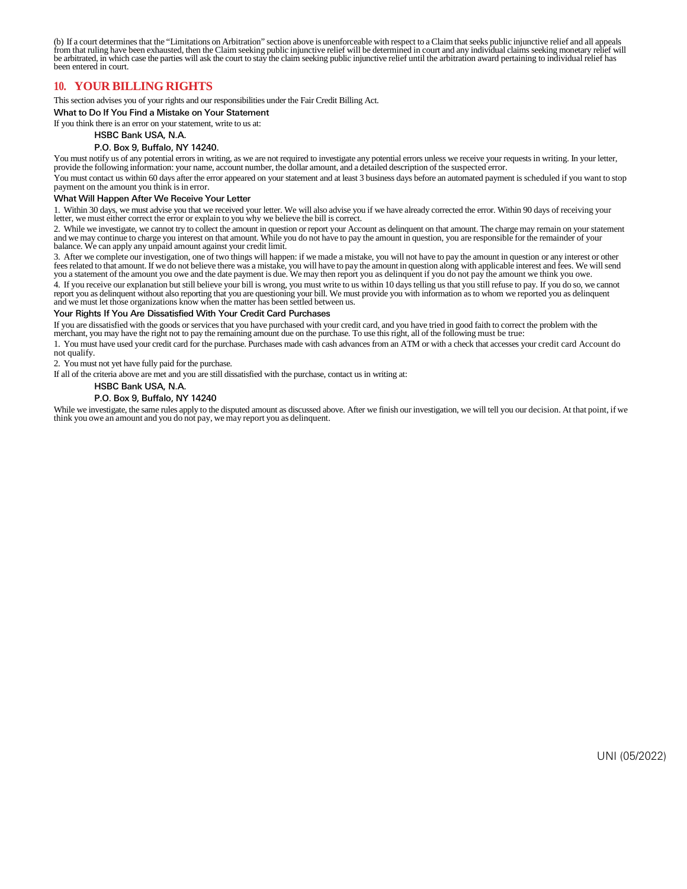(b) If a court determines that the "Limitations on Arbitration" section above is unenforceable with respect to a Claim that seeks public injunctive relief and all appeals from that ruling have been exhausted, then the Claim seeking public injunctive relief will be determined in court and any individual claims seeking monetary relief will be arbitrated, in which case the parties will ask the court to stay the claim seeking public injunctive relief until the arbitration award pertaining to individual relief has been entered in court.

## 10. YOUR BILLING RIGHTS

This section advises you of your rights and our responsibilities under the Fair Credit Billing Act.

### What to Do If You Find a Mistake on Your Statement

If you think there is an error on your statement, write to us at:

**HSBC Bank USA, N.A.**
**P.O. Box 9, Buffalo, NY 14240.**

You must notify us of any potential errors in writing, as we are not required to investigate any potential errors unless we receive your requests in writing. In your letter, provide the following information: your name, account number, the dollar amount, and a detailed description of the suspected error.

You must contact us within 60 days after the error appeared on your statement and at least 3 business days before an automated payment is scheduled if you want to stop payment on the amount you think is in error.

### What Will Happen After We Receive Your Letter

1. Within 30 days, we must advise you that we received your letter. We will also advise you if we have already corrected the error. Within 90 days of receiving your letter, we must either correct the error or explain to you why we believe the bill is correct.

2. While we investigate, we cannot try to collect the amount in question or report your Account as delinquent on that amount. The charge may remain on your statement and we may continue to charge you interest on that amount. While you do not have to pay the amount in question, you are responsible for the remainder of your balance. We can apply any unpaid amount against your credit limit.

3. After we complete our investigation, one of two things will happen: if we made a mistake, you will not have to pay the amount in question or any interest or other fees related to that amount. If we do not believe there was a mistake, you will have to pay the amount in question along with applicable interest and fees. We will send you a statement of the amount you owe and the date payment is due. We may then report you as delinquent if you do not pay the amount we think you owe.

4. If you receive our explanation but still believe your bill is wrong, you must write to us within 10 days telling us that you still refuse to pay. If you do so, we cannot report you as delinquent without also reporting that you are questioning your bill. We must provide you with information as to whom we reported you as delinquent and we must let those organizations know when the matter has been settled between us.

### Your Rights If You Are Dissatisfied With Your Credit Card Purchases

If you are dissatisfied with the goods or services that you have purchased with your credit card, and you have tried in good faith to correct the problem with the merchant, you may have the right not to pay the remaining amount due on the purchase. To use this right, all of the following must be true:

1. You must have used your credit card for the purchase. Purchases made with cash advances from an ATM or with a check that accesses your credit card Account do not qualify.

2. You must not yet have fully paid for the purchase.

If all of the criteria above are met and you are still dissatisfied with the purchase, contact us in writing at:

**HSBC Bank USA, N.A.**
**P.O. Box 9, Buffalo, NY 14240**

While we investigate, the same rules apply to the disputed amount as discussed above. After we finish our investigation, we will tell you our decision. At that point, if we think you owe an amount and you do not pay, we may report you as delinquent.

UNI (05/2022)